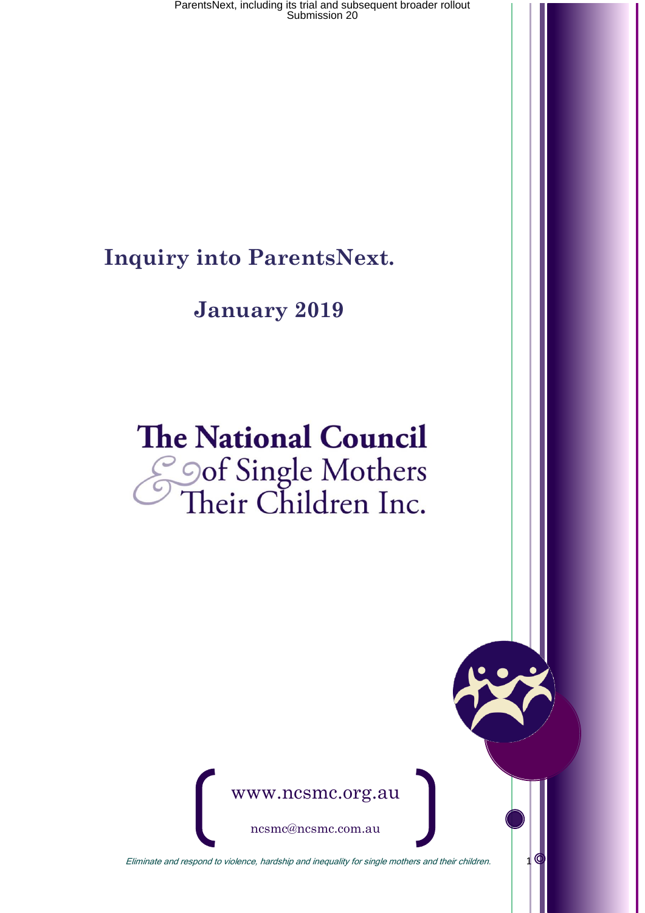# Inquiry into ParentsNext.

## January 2019

**The National Council of Single Mothers & Their Children Inc.**

www.ncsmc.org.au

ncsmc@ncsmc.com.au

*Eliminate and respond to violence, hardship and inequality for single mothers and their children.*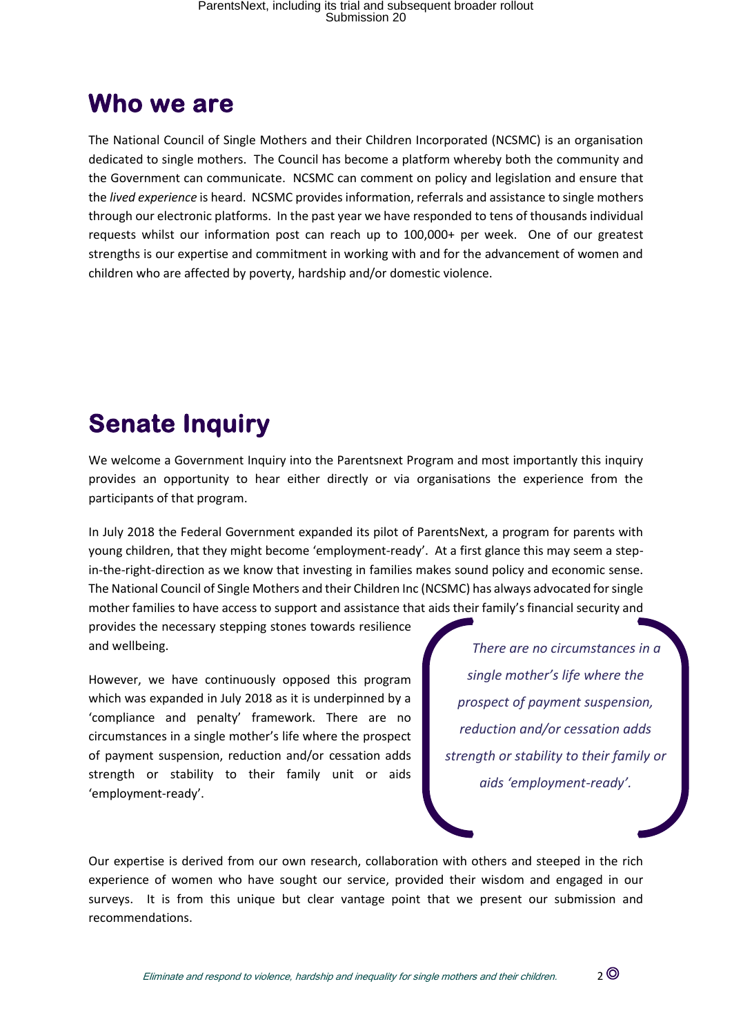## Who we are

The National Council of Single Mothers and their Children Incorporated (NCSMC) is an organisation dedicated to single mothers. The Council has become a platform whereby both the community and the Government can communicate. NCSMC can comment on policy and legislation and ensure that the *lived experience* is heard. NCSMC provides information, referrals and assistance to single mothers through our electronic platforms. In the past year we have responded to tens of thousands individual requests whilst our information post can reach up to 100,000+ per week. One of our greatest strengths is our expertise and commitment in working with and for the advancement of women and children who are affected by poverty, hardship and/or domestic violence.

## Senate Inquiry

We welcome a Government Inquiry into the Parentsnext Program and most importantly this inquiry provides an opportunity to hear either directly or via organisations the experience from the participants of that program.

In July 2018 the Federal Government expanded its pilot of ParentsNext, a program for parents with young children, that they might become 'employment-ready'. At a first glance this may seem a step-in-the-right-direction as we know that investing in families makes sound policy and economic sense. The National Council of Single Mothers and their Children Inc (NCSMC) has always advocated for single mother families to have access to support and assistance that aids their family's financial security and provides the necessary stepping stones towards resilience and wellbeing.

However, we have continuously opposed this program which was expanded in July 2018 as it is underpinned by a 'compliance and penalty' framework. There are no circumstances in a single mother's life where the prospect of payment suspension, reduction and/or cessation adds strength or stability to their family unit or aids 'employment-ready'.

> *There are no circumstances in a single mother's life where the prospect of payment suspension, reduction and/or cessation adds strength or stability to their family or aids 'employment-ready'.*

Our expertise is derived from our own research, collaboration with others and steeped in the rich experience of women who have sought our service, provided their wisdom and engaged in our surveys. It is from this unique but clear vantage point that we present our submission and recommendations.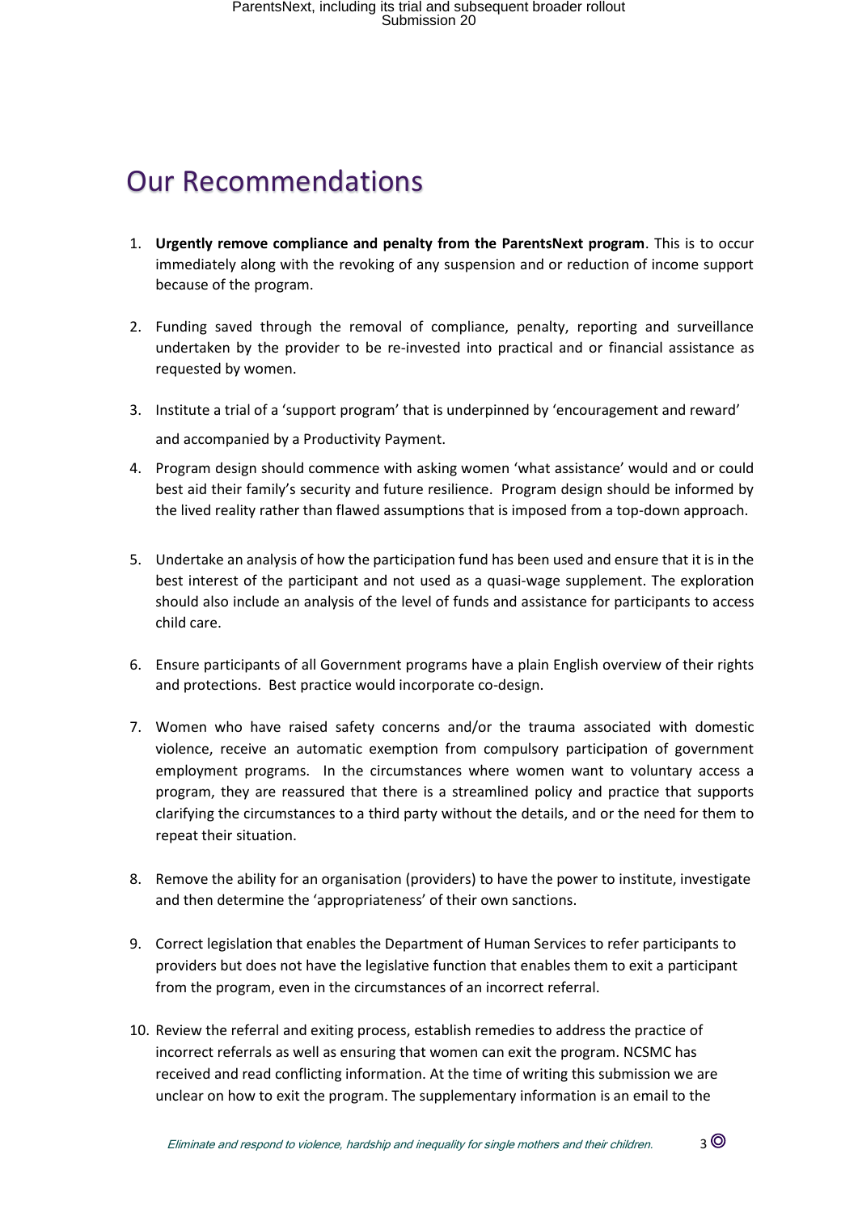# Our Recommendations

1. **Urgently remove compliance and penalty from the ParentsNext program**. This is to occur immediately along with the revoking of any suspension and or reduction of income support because of the program.

2. Funding saved through the removal of compliance, penalty, reporting and surveillance undertaken by the provider to be re-invested into practical and or financial assistance as requested by women.

3. Institute a trial of a 'support program' that is underpinned by 'encouragement and reward' and accompanied by a Productivity Payment.

4. Program design should commence with asking women 'what assistance' would and or could best aid their family's security and future resilience. Program design should be informed by the lived reality rather than flawed assumptions that is imposed from a top-down approach.

5. Undertake an analysis of how the participation fund has been used and ensure that it is in the best interest of the participant and not used as a quasi-wage supplement. The exploration should also include an analysis of the level of funds and assistance for participants to access child care.

6. Ensure participants of all Government programs have a plain English overview of their rights and protections. Best practice would incorporate co-design.

7. Women who have raised safety concerns and/or the trauma associated with domestic violence, receive an automatic exemption from compulsory participation of government employment programs. In the circumstances where women want to voluntary access a program, they are reassured that there is a streamlined policy and practice that supports clarifying the circumstances to a third party without the details, and or the need for them to repeat their situation.

8. Remove the ability for an organisation (providers) to have the power to institute, investigate and then determine the 'appropriateness' of their own sanctions.

9. Correct legislation that enables the Department of Human Services to refer participants to providers but does not have the legislative function that enables them to exit a participant from the program, even in the circumstances of an incorrect referral.

10. Review the referral and exiting process, establish remedies to address the practice of incorrect referrals as well as ensuring that women can exit the program. NCSMC has received and read conflicting information. At the time of writing this submission we are unclear on how to exit the program. The supplementary information is an email to the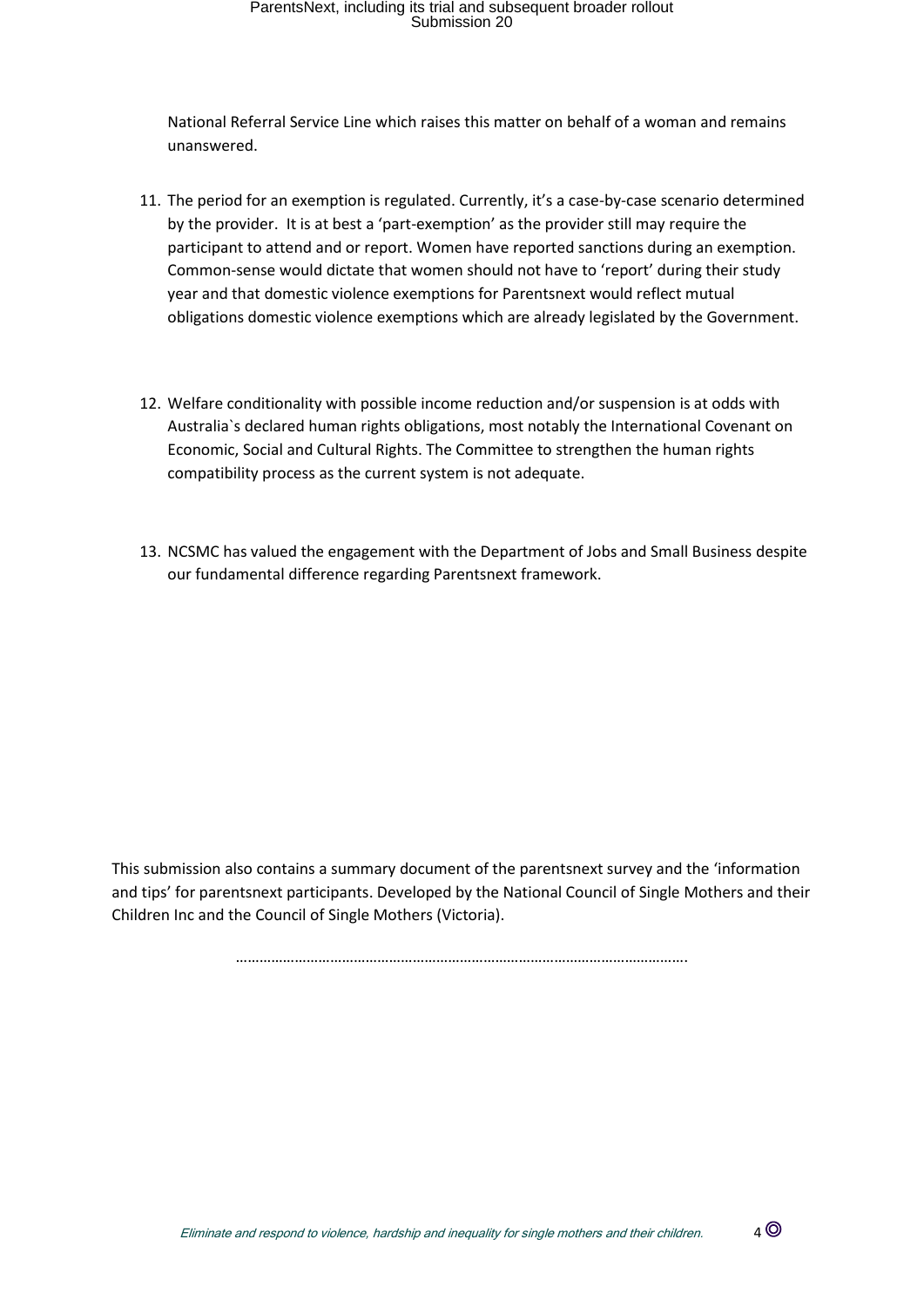National Referral Service Line which raises this matter on behalf of a woman and remains unanswered.

11. The period for an exemption is regulated. Currently, it's a case-by-case scenario determined by the provider. It is at best a 'part-exemption' as the provider still may require the participant to attend and or report. Women have reported sanctions during an exemption. Common-sense would dictate that women should not have to 'report' during their study year and that domestic violence exemptions for Parentsnext would reflect mutual obligations domestic violence exemptions which are already legislated by the Government.

12. Welfare conditionality with possible income reduction and/or suspension is at odds with Australia`s declared human rights obligations, most notably the International Covenant on Economic, Social and Cultural Rights. The Committee to strengthen the human rights compatibility process as the current system is not adequate.

13. NCSMC has valued the engagement with the Department of Jobs and Small Business despite our fundamental difference regarding Parentsnext framework.

This submission also contains a summary document of the parentsnext survey and the 'information and tips' for parentsnext participants. Developed by the National Council of Single Mothers and their Children Inc and the Council of Single Mothers (Victoria).

…………………………………………………………………………………………………….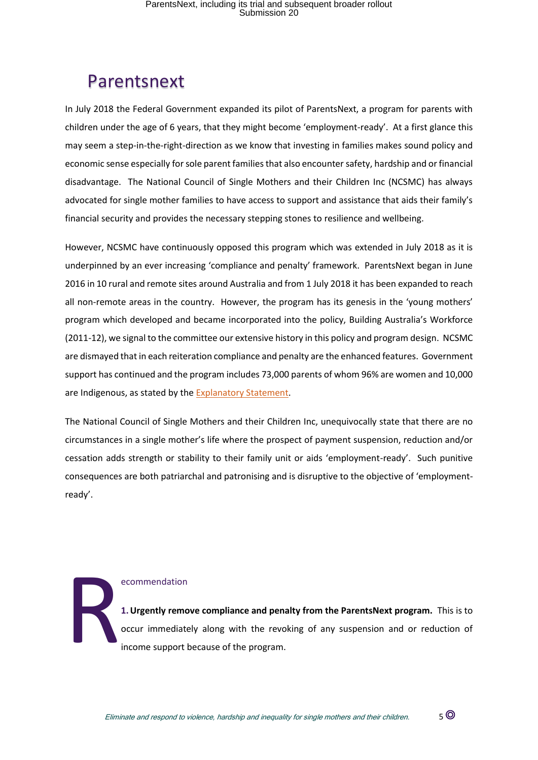# Parentsnext

In July 2018 the Federal Government expanded its pilot of ParentsNext, a program for parents with children under the age of 6 years, that they might become 'employment-ready'. At a first glance this may seem a step-in-the-right-direction as we know that investing in families makes sound policy and economic sense especially for sole parent families that also encounter safety, hardship and or financial disadvantage. The National Council of Single Mothers and their Children Inc (NCSMC) has always advocated for single mother families to have access to support and assistance that aids their family's financial security and provides the necessary stepping stones to resilience and wellbeing.

However, NCSMC have continuously opposed this program which was extended in July 2018 as it is underpinned by an ever increasing 'compliance and penalty' framework. ParentsNext began in June 2016 in 10 rural and remote sites around Australia and from 1 July 2018 it has been expanded to reach all non-remote areas in the country. However, the program has its genesis in the 'young mothers' program which developed and became incorporated into the policy, Building Australia's Workforce (2011-12), we signal to the committee our extensive history in this policy and program design. NCSMC are dismayed that in each reiteration compliance and penalty are the enhanced features. Government support has continued and the program includes 73,000 parents of whom 96% are women and 10,000 are Indigenous, as stated by the Explanatory Statement.

The National Council of Single Mothers and their Children Inc, unequivocally state that there are no circumstances in a single mother's life where the prospect of payment suspension, reduction and/or cessation adds strength or stability to their family unit or aids 'employment-ready'. Such punitive consequences are both patriarchal and patronising and is disruptive to the objective of 'employment-ready'.

## Recommendation

**1. Urgently remove compliance and penalty from the ParentsNext program.** This is to occur immediately along with the revoking of any suspension and or reduction of income support because of the program.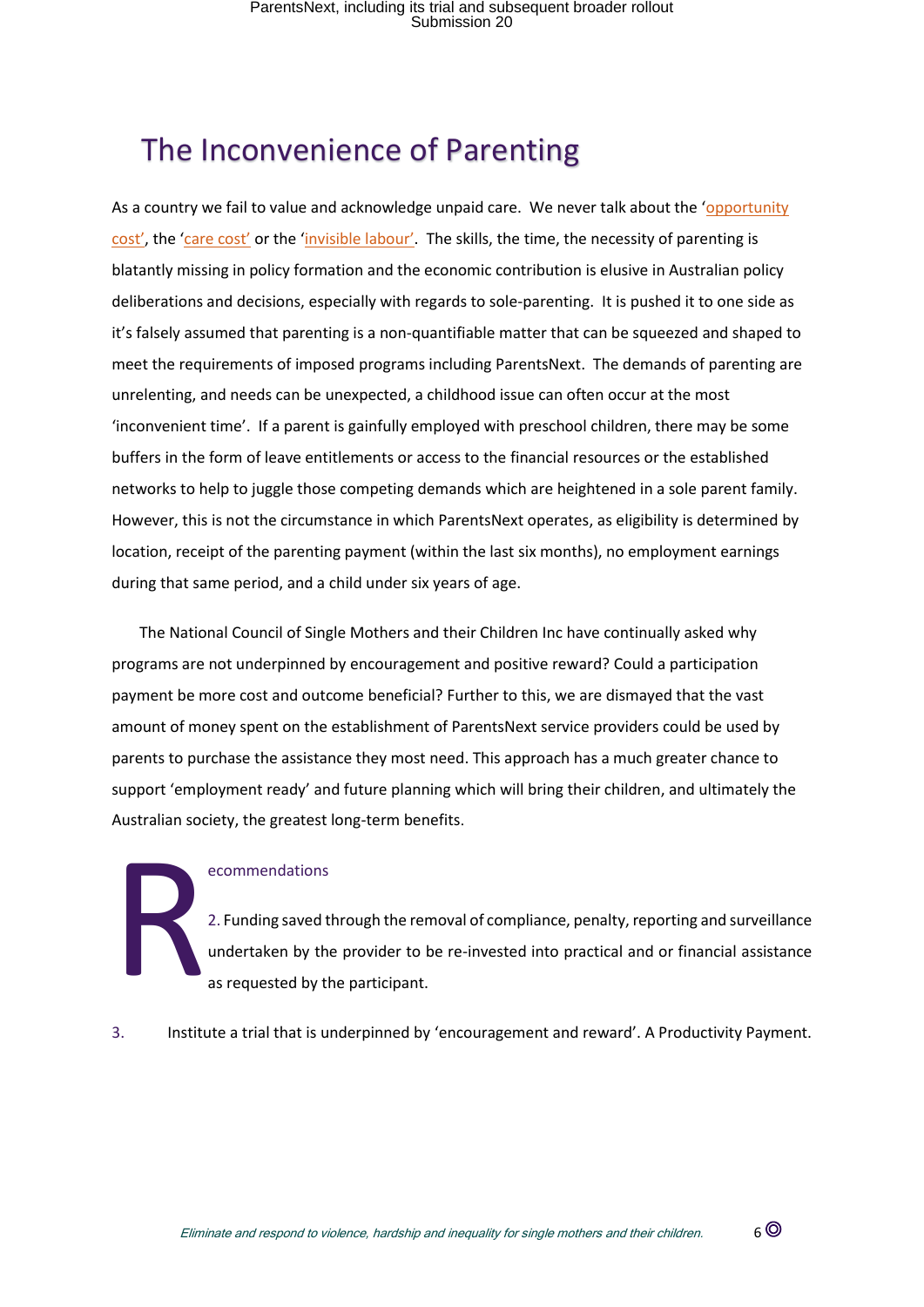# The Inconvenience of Parenting

As a country we fail to value and acknowledge unpaid care. We never talk about the 'opportunity cost', the 'care cost' or the 'invisible labour'. The skills, the time, the necessity of parenting is blatantly missing in policy formation and the economic contribution is elusive in Australian policy deliberations and decisions, especially with regards to sole-parenting. It is pushed it to one side as it's falsely assumed that parenting is a non-quantifiable matter that can be squeezed and shaped to meet the requirements of imposed programs including ParentsNext. The demands of parenting are unrelenting, and needs can be unexpected, a childhood issue can often occur at the most 'inconvenient time'. If a parent is gainfully employed with preschool children, there may be some buffers in the form of leave entitlements or access to the financial resources or the established networks to help to juggle those competing demands which are heightened in a sole parent family. However, this is not the circumstance in which ParentsNext operates, as eligibility is determined by location, receipt of the parenting payment (within the last six months), no employment earnings during that same period, and a child under six years of age.

The National Council of Single Mothers and their Children Inc have continually asked why programs are not underpinned by encouragement and positive reward? Could a participation payment be more cost and outcome beneficial? Further to this, we are dismayed that the vast amount of money spent on the establishment of ParentsNext service providers could be used by parents to purchase the assistance they most need. This approach has a much greater chance to support 'employment ready' and future planning which will bring their children, and ultimately the Australian society, the greatest long-term benefits.

## Recommendations

2. Funding saved through the removal of compliance, penalty, reporting and surveillance undertaken by the provider to be re-invested into practical and or financial assistance as requested by the participant.

3. Institute a trial that is underpinned by 'encouragement and reward'. A Productivity Payment.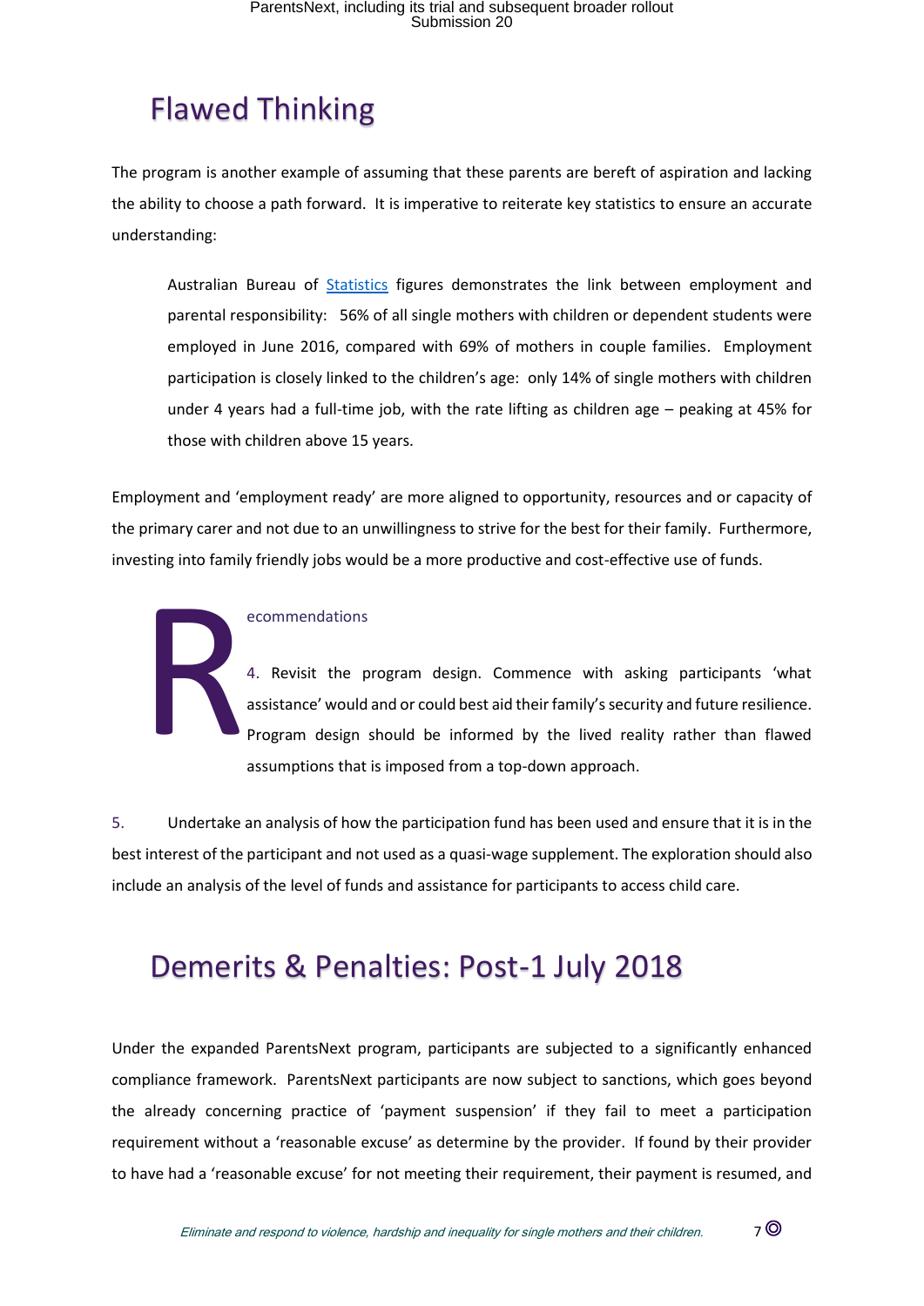## Flawed Thinking

The program is another example of assuming that these parents are bereft of aspiration and lacking the ability to choose a path forward. It is imperative to reiterate key statistics to ensure an accurate understanding:

> Australian Bureau of [Statistics]() figures demonstrates the link between employment and parental responsibility: 56% of all single mothers with children or dependent students were employed in June 2016, compared with 69% of mothers in couple families. Employment participation is closely linked to the children's age: only 14% of single mothers with children under 4 years had a full-time job, with the rate lifting as children age – peaking at 45% for those with children above 15 years.

Employment and 'employment ready' are more aligned to opportunity, resources and or capacity of the primary carer and not due to an unwillingness to strive for the best for their family. Furthermore, investing into family friendly jobs would be a more productive and cost-effective use of funds.

### Recommendations

4. Revisit the program design. Commence with asking participants 'what assistance' would and or could best aid their family's security and future resilience. Program design should be informed by the lived reality rather than flawed assumptions that is imposed from a top-down approach.

5. Undertake an analysis of how the participation fund has been used and ensure that it is in the best interest of the participant and not used as a quasi-wage supplement. The exploration should also include an analysis of the level of funds and assistance for participants to access child care.

## Demerits & Penalties: Post-1 July 2018

Under the expanded ParentsNext program, participants are subjected to a significantly enhanced compliance framework. ParentsNext participants are now subject to sanctions, which goes beyond the already concerning practice of 'payment suspension' if they fail to meet a participation requirement without a 'reasonable excuse' as determine by the provider. If found by their provider to have had a 'reasonable excuse' for not meeting their requirement, their payment is resumed, and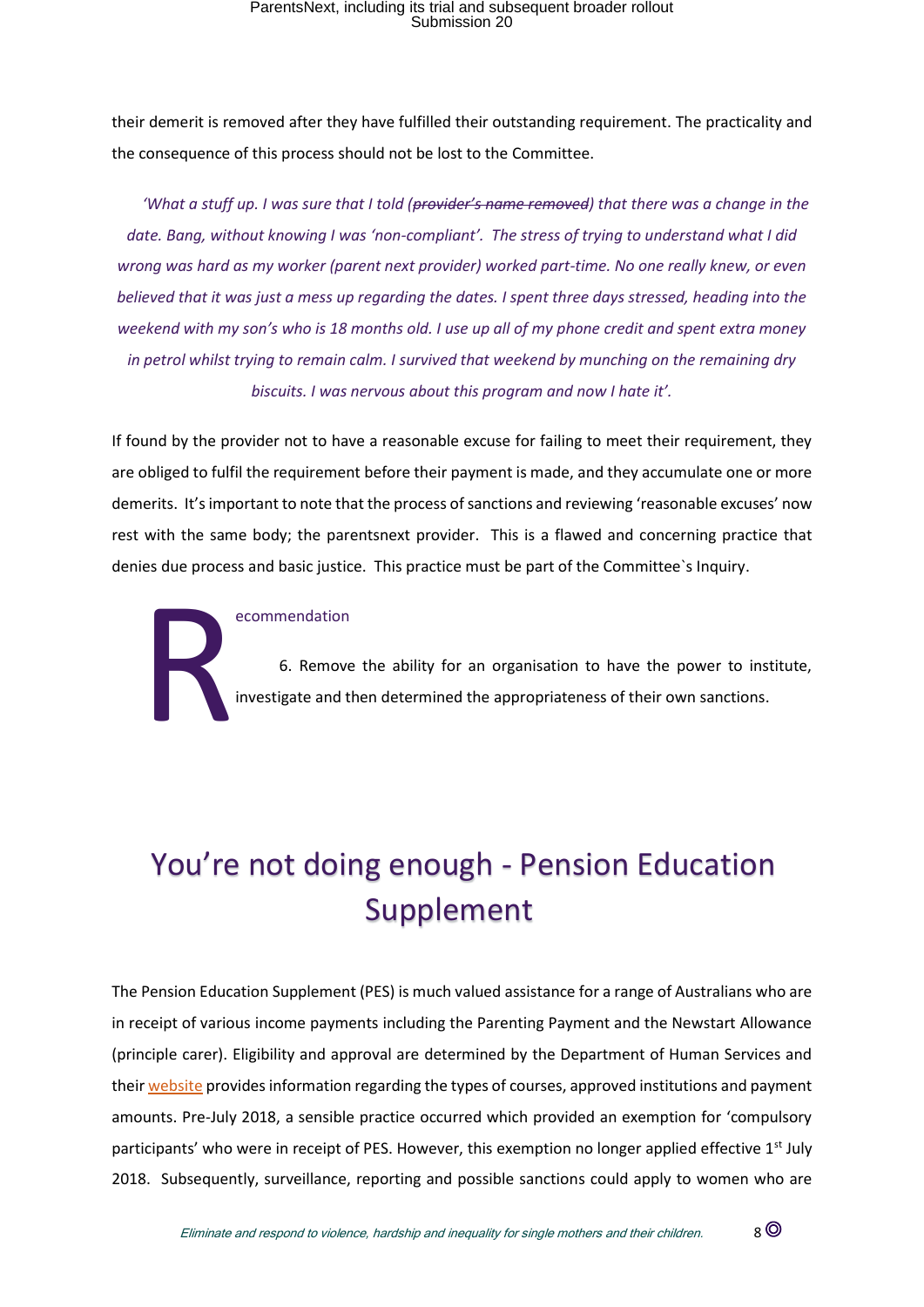their demerit is removed after they have fulfilled their outstanding requirement. The practicality and the consequence of this process should not be lost to the Committee.

> *'What a stuff up. I was sure that I told (~~provider's name removed~~) that there was a change in the date. Bang, without knowing I was 'non-compliant'. The stress of trying to understand what I did wrong was hard as my worker (parent next provider) worked part-time. No one really knew, or even believed that it was just a mess up regarding the dates. I spent three days stressed, heading into the weekend with my son's who is 18 months old. I use up all of my phone credit and spent extra money in petrol whilst trying to remain calm. I survived that weekend by munching on the remaining dry biscuits. I was nervous about this program and now I hate it'.*

If found by the provider not to have a reasonable excuse for failing to meet their requirement, they are obliged to fulfil the requirement before their payment is made, and they accumulate one or more demerits. It's important to note that the process of sanctions and reviewing 'reasonable excuses' now rest with the same body; the parentsnext provider. This is a flawed and concerning practice that denies due process and basic justice. This practice must be part of the Committee`s Inquiry.

**Recommendation**

6. Remove the ability for an organisation to have the power to institute, investigate and then determined the appropriateness of their own sanctions.

# You're not doing enough - Pension Education Supplement

The Pension Education Supplement (PES) is much valued assistance for a range of Australians who are in receipt of various income payments including the Parenting Payment and the Newstart Allowance (principle carer). Eligibility and approval are determined by the Department of Human Services and their website provides information regarding the types of courses, approved institutions and payment amounts. Pre-July 2018, a sensible practice occurred which provided an exemption for 'compulsory participants' who were in receipt of PES. However, this exemption no longer applied effective 1st July 2018. Subsequently, surveillance, reporting and possible sanctions could apply to women who are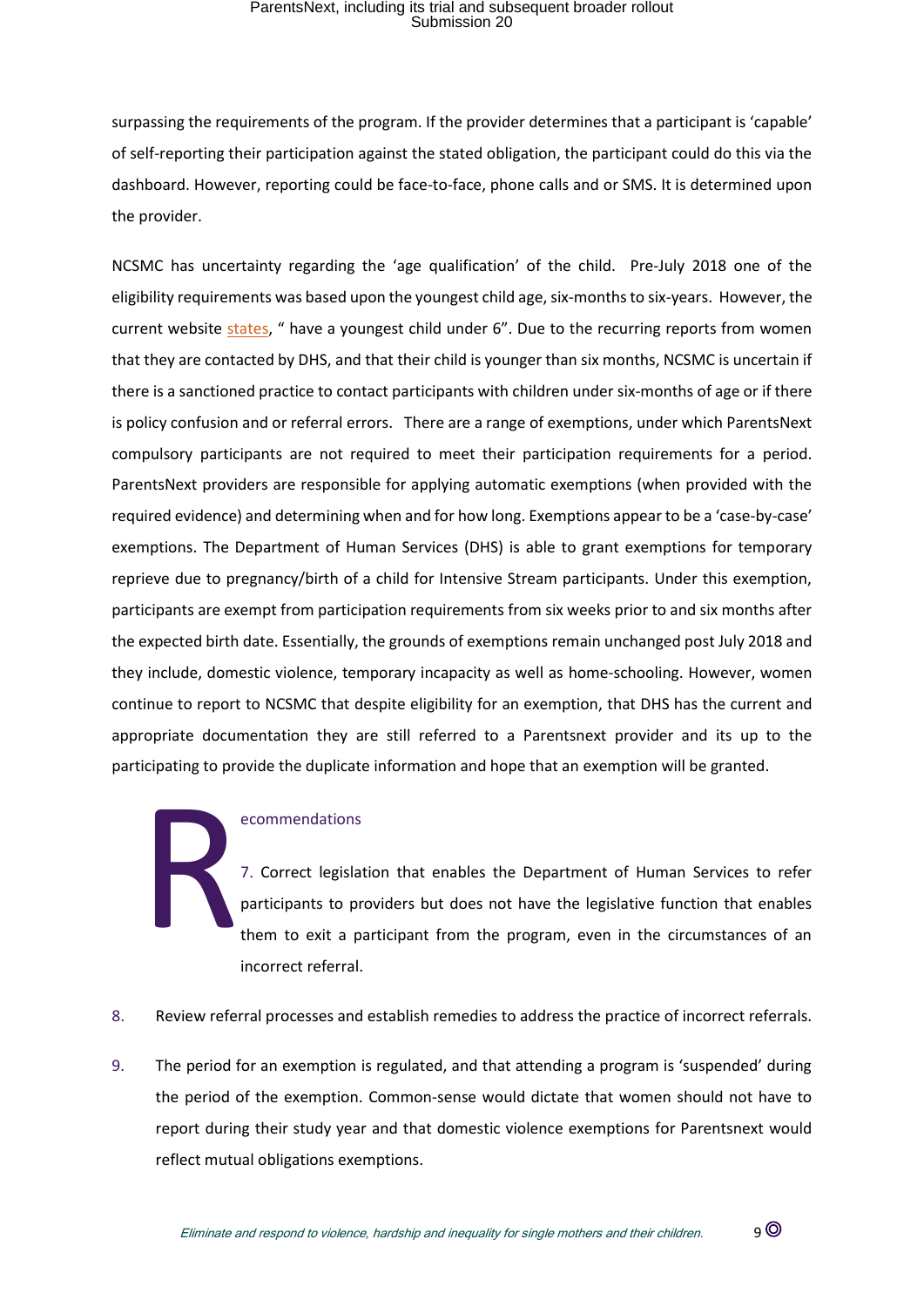surpassing the requirements of the program. If the provider determines that a participant is 'capable' of self-reporting their participation against the stated obligation, the participant could do this via the dashboard. However, reporting could be face-to-face, phone calls and or SMS. It is determined upon the provider.

NCSMC has uncertainty regarding the 'age qualification' of the child. Pre-July 2018 one of the eligibility requirements was based upon the youngest child age, six-months to six-years. However, the current website states, " have a youngest child under 6". Due to the recurring reports from women that they are contacted by DHS, and that their child is younger than six months, NCSMC is uncertain if there is a sanctioned practice to contact participants with children under six-months of age or if there is policy confusion and or referral errors. There are a range of exemptions, under which ParentsNext compulsory participants are not required to meet their participation requirements for a period. ParentsNext providers are responsible for applying automatic exemptions (when provided with the required evidence) and determining when and for how long. Exemptions appear to be a 'case-by-case' exemptions. The Department of Human Services (DHS) is able to grant exemptions for temporary reprieve due to pregnancy/birth of a child for Intensive Stream participants. Under this exemption, participants are exempt from participation requirements from six weeks prior to and six months after the expected birth date. Essentially, the grounds of exemptions remain unchanged post July 2018 and they include, domestic violence, temporary incapacity as well as home-schooling. However, women continue to report to NCSMC that despite eligibility for an exemption, that DHS has the current and appropriate documentation they are still referred to a Parentsnext provider and its up to the participating to provide the duplicate information and hope that an exemption will be granted.

## Recommendations

7. Correct legislation that enables the Department of Human Services to refer participants to providers but does not have the legislative function that enables them to exit a participant from the program, even in the circumstances of an incorrect referral.
8. Review referral processes and establish remedies to address the practice of incorrect referrals.
9. The period for an exemption is regulated, and that attending a program is 'suspended' during the period of the exemption. Common-sense would dictate that women should not have to report during their study year and that domestic violence exemptions for Parentsnext would reflect mutual obligations exemptions.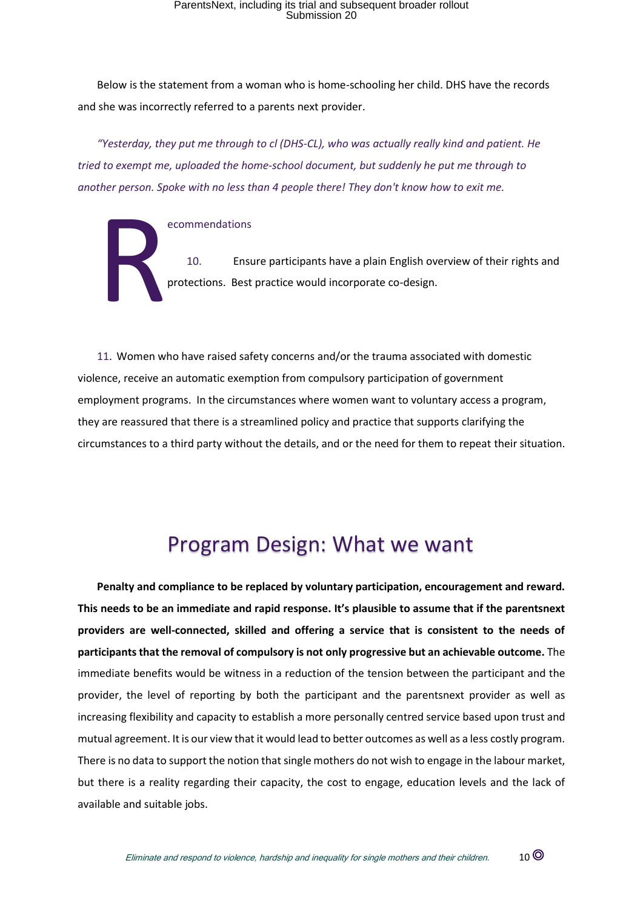Below is the statement from a woman who is home-schooling her child. DHS have the records and she was incorrectly referred to a parents next provider.

*"Yesterday, they put me through to cl (DHS-CL), who was actually really kind and patient. He tried to exempt me, uploaded the home-school document, but suddenly he put me through to another person. Spoke with no less than 4 people there! They don't know how to exit me.*

## Recommendations

10. Ensure participants have a plain English overview of their rights and protections. Best practice would incorporate co-design.

11. Women who have raised safety concerns and/or the trauma associated with domestic violence, receive an automatic exemption from compulsory participation of government employment programs. In the circumstances where women want to voluntary access a program, they are reassured that there is a streamlined policy and practice that supports clarifying the circumstances to a third party without the details, and or the need for them to repeat their situation.

# Program Design: What we want

**Penalty and compliance to be replaced by voluntary participation, encouragement and reward. This needs to be an immediate and rapid response. It's plausible to assume that if the parentsnext providers are well-connected, skilled and offering a service that is consistent to the needs of participants that the removal of compulsory is not only progressive but an achievable outcome.** The immediate benefits would be witness in a reduction of the tension between the participant and the provider, the level of reporting by both the participant and the parentsnext provider as well as increasing flexibility and capacity to establish a more personally centred service based upon trust and mutual agreement. It is our view that it would lead to better outcomes as well as a less costly program. There is no data to support the notion that single mothers do not wish to engage in the labour market, but there is a reality regarding their capacity, the cost to engage, education levels and the lack of available and suitable jobs.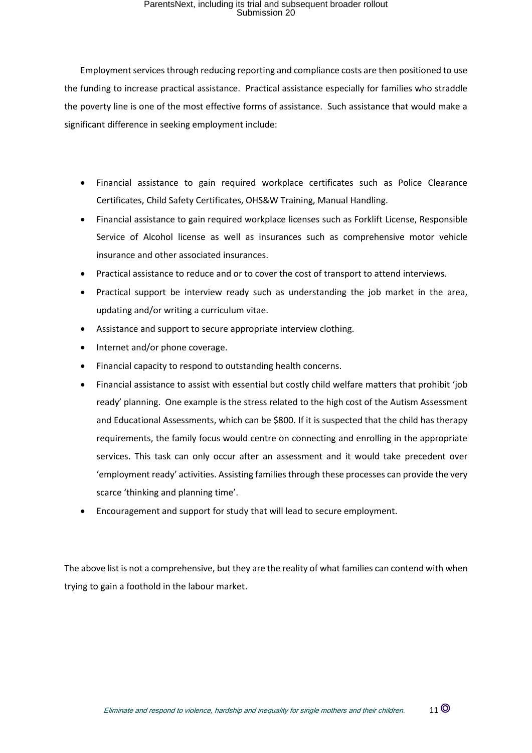Employment services through reducing reporting and compliance costs are then positioned to use the funding to increase practical assistance. Practical assistance especially for families who straddle the poverty line is one of the most effective forms of assistance. Such assistance that would make a significant difference in seeking employment include:

- Financial assistance to gain required workplace certificates such as Police Clearance Certificates, Child Safety Certificates, OHS&W Training, Manual Handling.
- Financial assistance to gain required workplace licenses such as Forklift License, Responsible Service of Alcohol license as well as insurances such as comprehensive motor vehicle insurance and other associated insurances.
- Practical assistance to reduce and or to cover the cost of transport to attend interviews.
- Practical support be interview ready such as understanding the job market in the area, updating and/or writing a curriculum vitae.
- Assistance and support to secure appropriate interview clothing.
- Internet and/or phone coverage.
- Financial capacity to respond to outstanding health concerns.
- Financial assistance to assist with essential but costly child welfare matters that prohibit 'job ready' planning. One example is the stress related to the high cost of the Autism Assessment and Educational Assessments, which can be $800. If it is suspected that the child has therapy requirements, the family focus would centre on connecting and enrolling in the appropriate services. This task can only occur after an assessment and it would take precedent over 'employment ready' activities. Assisting families through these processes can provide the very scarce 'thinking and planning time'.
- Encouragement and support for study that will lead to secure employment.

The above list is not a comprehensive, but they are the reality of what families can contend with when trying to gain a foothold in the labour market.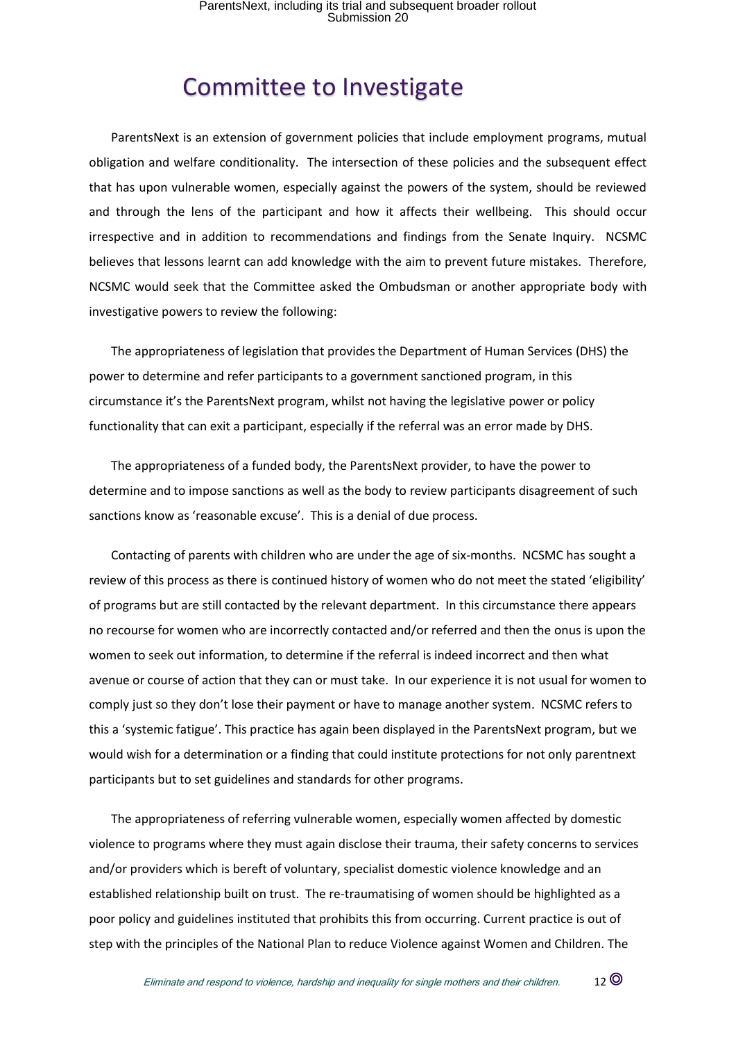# Committee to Investigate

ParentsNext is an extension of government policies that include employment programs, mutual obligation and welfare conditionality. The intersection of these policies and the subsequent effect that has upon vulnerable women, especially against the powers of the system, should be reviewed and through the lens of the participant and how it affects their wellbeing. This should occur irrespective and in addition to recommendations and findings from the Senate Inquiry. NCSMC believes that lessons learnt can add knowledge with the aim to prevent future mistakes. Therefore, NCSMC would seek that the Committee asked the Ombudsman or another appropriate body with investigative powers to review the following:

The appropriateness of legislation that provides the Department of Human Services (DHS) the power to determine and refer participants to a government sanctioned program, in this circumstance it's the ParentsNext program, whilst not having the legislative power or policy functionality that can exit a participant, especially if the referral was an error made by DHS.

The appropriateness of a funded body, the ParentsNext provider, to have the power to determine and to impose sanctions as well as the body to review participants disagreement of such sanctions know as 'reasonable excuse'. This is a denial of due process.

Contacting of parents with children who are under the age of six-months. NCSMC has sought a review of this process as there is continued history of women who do not meet the stated 'eligibility' of programs but are still contacted by the relevant department. In this circumstance there appears no recourse for women who are incorrectly contacted and/or referred and then the onus is upon the women to seek out information, to determine if the referral is indeed incorrect and then what avenue or course of action that they can or must take. In our experience it is not usual for women to comply just so they don't lose their payment or have to manage another system. NCSMC refers to this a 'systemic fatigue'. This practice has again been displayed in the ParentsNext program, but we would wish for a determination or a finding that could institute protections for not only parentnext participants but to set guidelines and standards for other programs.

The appropriateness of referring vulnerable women, especially women affected by domestic violence to programs where they must again disclose their trauma, their safety concerns to services and/or providers which is bereft of voluntary, specialist domestic violence knowledge and an established relationship built on trust. The re-traumatising of women should be highlighted as a poor policy and guidelines instituted that prohibits this from occurring. Current practice is out of step with the principles of the National Plan to reduce Violence against Women and Children. The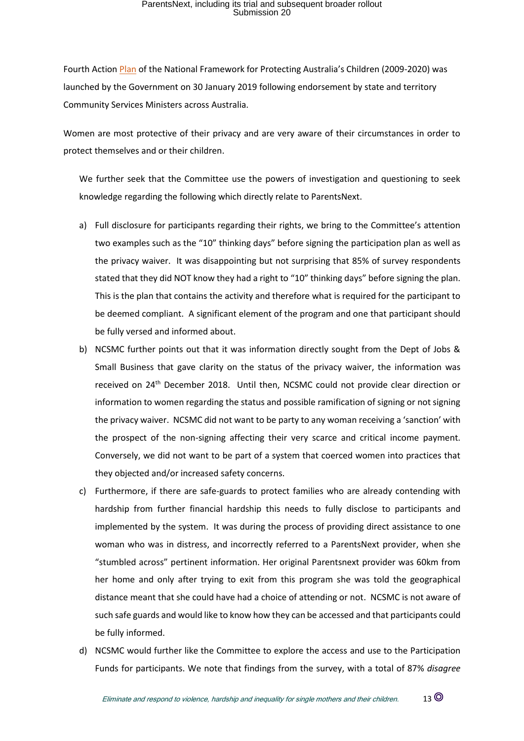Fourth Action Plan of the National Framework for Protecting Australia's Children (2009-2020) was launched by the Government on 30 January 2019 following endorsement by state and territory Community Services Ministers across Australia.

Women are most protective of their privacy and are very aware of their circumstances in order to protect themselves and or their children.

We further seek that the Committee use the powers of investigation and questioning to seek knowledge regarding the following which directly relate to ParentsNext.

a) Full disclosure for participants regarding their rights, we bring to the Committee's attention two examples such as the "10" thinking days" before signing the participation plan as well as the privacy waiver. It was disappointing but not surprising that 85% of survey respondents stated that they did NOT know they had a right to "10" thinking days" before signing the plan. This is the plan that contains the activity and therefore what is required for the participant to be deemed compliant. A significant element of the program and one that participant should be fully versed and informed about.

b) NCSMC further points out that it was information directly sought from the Dept of Jobs & Small Business that gave clarity on the status of the privacy waiver, the information was received on 24th December 2018. Until then, NCSMC could not provide clear direction or information to women regarding the status and possible ramification of signing or not signing the privacy waiver. NCSMC did not want to be party to any woman receiving a 'sanction' with the prospect of the non-signing affecting their very scarce and critical income payment. Conversely, we did not want to be part of a system that coerced women into practices that they objected and/or increased safety concerns.

c) Furthermore, if there are safe-guards to protect families who are already contending with hardship from further financial hardship this needs to fully disclose to participants and implemented by the system. It was during the process of providing direct assistance to one woman who was in distress, and incorrectly referred to a ParentsNext provider, when she "stumbled across" pertinent information. Her original Parentsnext provider was 60km from her home and only after trying to exit from this program she was told the geographical distance meant that she could have had a choice of attending or not. NCSMC is not aware of such safe guards and would like to know how they can be accessed and that participants could be fully informed.

d) NCSMC would further like the Committee to explore the access and use to the Participation Funds for participants. We note that findings from the survey, with a total of 87% *disagree*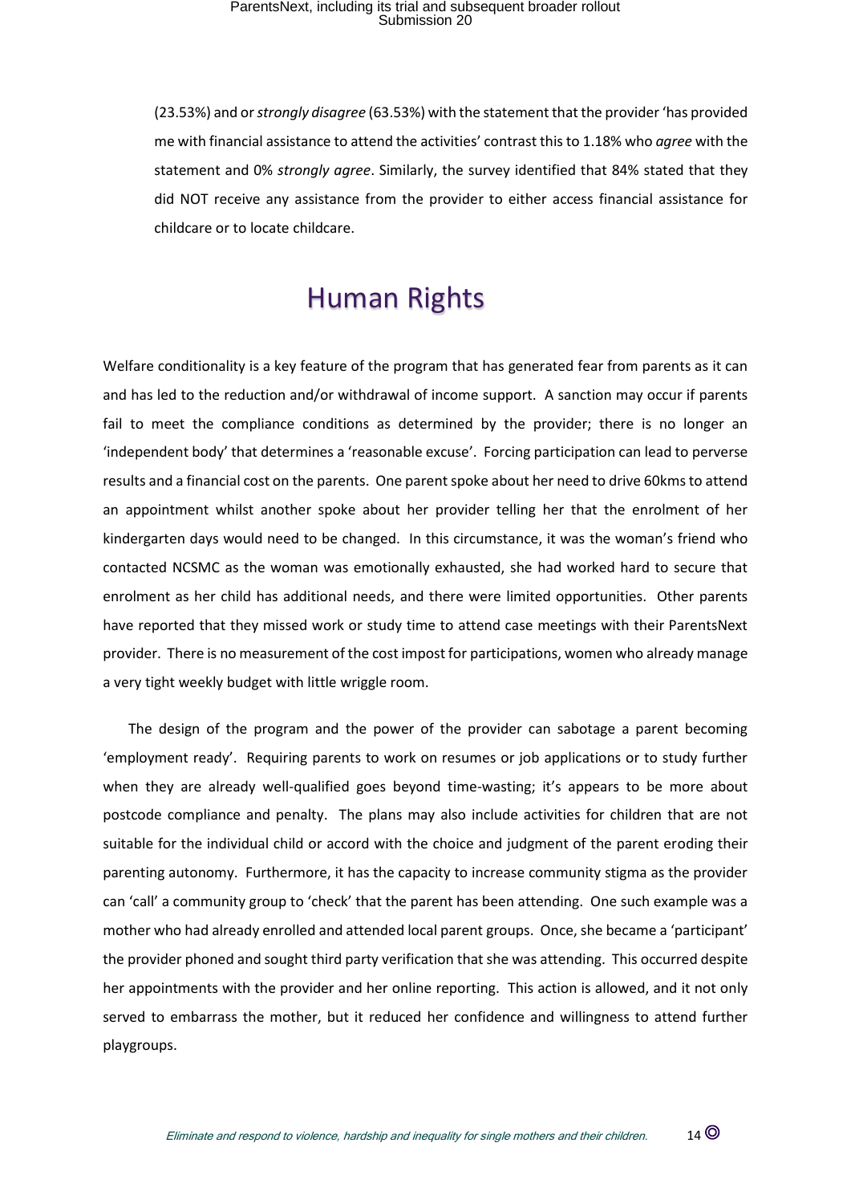(23.53%) and or *strongly disagree* (63.53%) with the statement that the provider 'has provided me with financial assistance to attend the activities' contrast this to 1.18% who *agree* with the statement and 0% *strongly agree*. Similarly, the survey identified that 84% stated that they did NOT receive any assistance from the provider to either access financial assistance for childcare or to locate childcare.

# Human Rights

Welfare conditionality is a key feature of the program that has generated fear from parents as it can and has led to the reduction and/or withdrawal of income support. A sanction may occur if parents fail to meet the compliance conditions as determined by the provider; there is no longer an 'independent body' that determines a 'reasonable excuse'. Forcing participation can lead to perverse results and a financial cost on the parents. One parent spoke about her need to drive 60kms to attend an appointment whilst another spoke about her provider telling her that the enrolment of her kindergarten days would need to be changed. In this circumstance, it was the woman's friend who contacted NCSMC as the woman was emotionally exhausted, she had worked hard to secure that enrolment as her child has additional needs, and there were limited opportunities. Other parents have reported that they missed work or study time to attend case meetings with their ParentsNext provider. There is no measurement of the cost impost for participations, women who already manage a very tight weekly budget with little wriggle room.

The design of the program and the power of the provider can sabotage a parent becoming 'employment ready'. Requiring parents to work on resumes or job applications or to study further when they are already well-qualified goes beyond time-wasting; it's appears to be more about postcode compliance and penalty. The plans may also include activities for children that are not suitable for the individual child or accord with the choice and judgment of the parent eroding their parenting autonomy. Furthermore, it has the capacity to increase community stigma as the provider can 'call' a community group to 'check' that the parent has been attending. One such example was a mother who had already enrolled and attended local parent groups. Once, she became a 'participant' the provider phoned and sought third party verification that she was attending. This occurred despite her appointments with the provider and her online reporting. This action is allowed, and it not only served to embarrass the mother, but it reduced her confidence and willingness to attend further playgroups.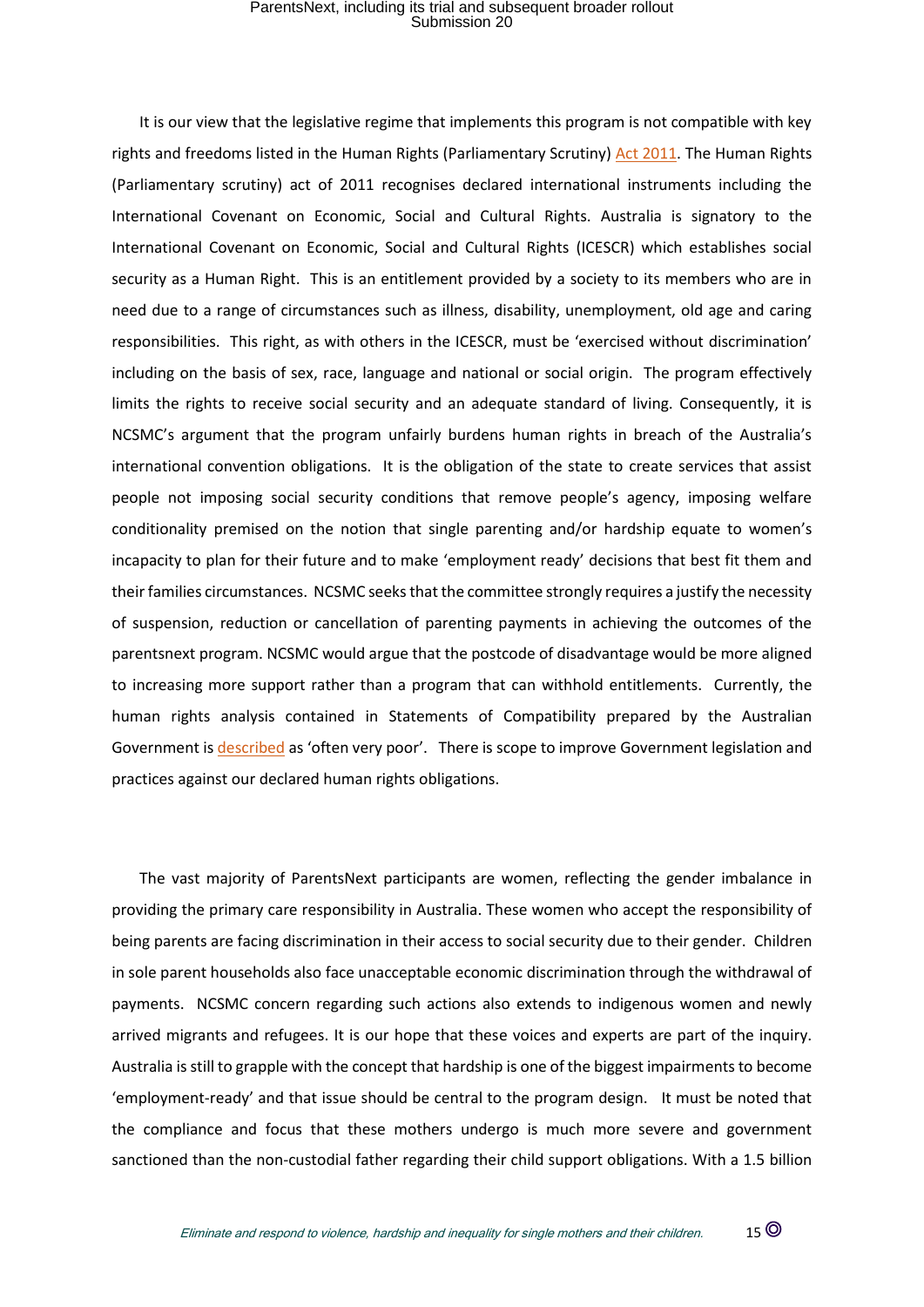It is our view that the legislative regime that implements this program is not compatible with key rights and freedoms listed in the Human Rights (Parliamentary Scrutiny) Act 2011. The Human Rights (Parliamentary scrutiny) act of 2011 recognises declared international instruments including the International Covenant on Economic, Social and Cultural Rights. Australia is signatory to the International Covenant on Economic, Social and Cultural Rights (ICESCR) which establishes social security as a Human Right. This is an entitlement provided by a society to its members who are in need due to a range of circumstances such as illness, disability, unemployment, old age and caring responsibilities. This right, as with others in the ICESCR, must be 'exercised without discrimination' including on the basis of sex, race, language and national or social origin. The program effectively limits the rights to receive social security and an adequate standard of living. Consequently, it is NCSMC's argument that the program unfairly burdens human rights in breach of the Australia's international convention obligations. It is the obligation of the state to create services that assist people not imposing social security conditions that remove people's agency, imposing welfare conditionality premised on the notion that single parenting and/or hardship equate to women's incapacity to plan for their future and to make 'employment ready' decisions that best fit them and their families circumstances. NCSMC seeks that the committee strongly requires a justify the necessity of suspension, reduction or cancellation of parenting payments in achieving the outcomes of the parentsnext program. NCSMC would argue that the postcode of disadvantage would be more aligned to increasing more support rather than a program that can withhold entitlements. Currently, the human rights analysis contained in Statements of Compatibility prepared by the Australian Government is described as 'often very poor'. There is scope to improve Government legislation and practices against our declared human rights obligations.

The vast majority of ParentsNext participants are women, reflecting the gender imbalance in providing the primary care responsibility in Australia. These women who accept the responsibility of being parents are facing discrimination in their access to social security due to their gender. Children in sole parent households also face unacceptable economic discrimination through the withdrawal of payments. NCSMC concern regarding such actions also extends to indigenous women and newly arrived migrants and refugees. It is our hope that these voices and experts are part of the inquiry. Australia is still to grapple with the concept that hardship is one of the biggest impairments to become 'employment-ready' and that issue should be central to the program design. It must be noted that the compliance and focus that these mothers undergo is much more severe and government sanctioned than the non-custodial father regarding their child support obligations. With a 1.5 billion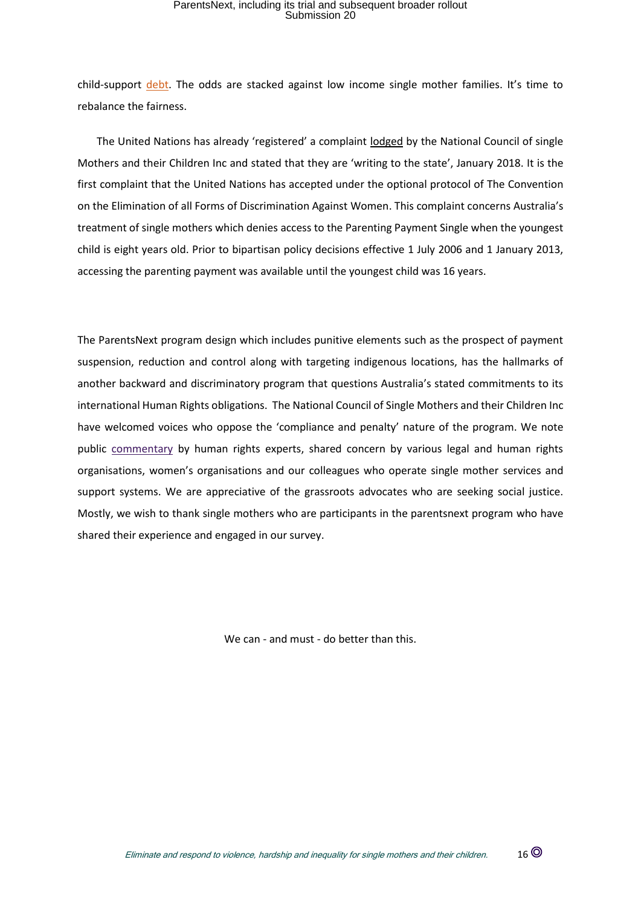child-support debt. The odds are stacked against low income single mother families. It's time to rebalance the fairness.

The United Nations has already 'registered' a complaint lodged by the National Council of single Mothers and their Children Inc and stated that they are 'writing to the state', January 2018. It is the first complaint that the United Nations has accepted under the optional protocol of The Convention on the Elimination of all Forms of Discrimination Against Women. This complaint concerns Australia's treatment of single mothers which denies access to the Parenting Payment Single when the youngest child is eight years old. Prior to bipartisan policy decisions effective 1 July 2006 and 1 January 2013, accessing the parenting payment was available until the youngest child was 16 years.

The ParentsNext program design which includes punitive elements such as the prospect of payment suspension, reduction and control along with targeting indigenous locations, has the hallmarks of another backward and discriminatory program that questions Australia's stated commitments to its international Human Rights obligations. The National Council of Single Mothers and their Children Inc have welcomed voices who oppose the 'compliance and penalty' nature of the program. We note public commentary by human rights experts, shared concern by various legal and human rights organisations, women's organisations and our colleagues who operate single mother services and support systems. We are appreciative of the grassroots advocates who are seeking social justice. Mostly, we wish to thank single mothers who are participants in the parentsnext program who have shared their experience and engaged in our survey.

We can - and must - do better than this.